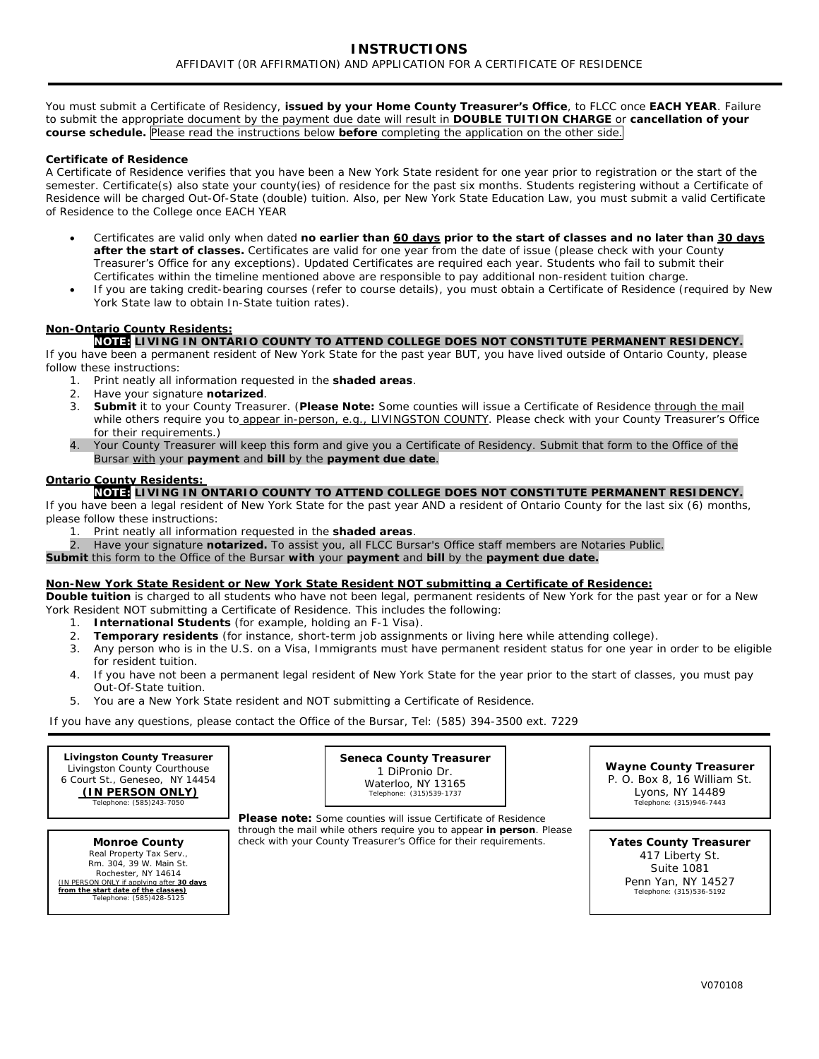# INSTRUCTIONS

AFFIDAVIT (0R AFFIRMATION) AND APPLICATION FOR A CERTIFICATE OF RESIDENCE

You must submit a Certificate of Residency, **issued by your Home County Treasurer's Office**, to FLCC once **EACH YEAR**. Failure to submit the appropriate document by the payment due date will result in **DOUBLE TUITION CHARGE** or **cancellation of your course schedule.** Please read the instructions below **before** completing the application on the other side.

**Certificate of Residence**

A Certificate of Residence verifies that you have been a New York State resident for one year prior to registration or the start of the semester. Certificate(s) also state your county(ies) of residence for the past six months. Students registering without a Certificate of Residence will be charged Out-Of-State (double) tuition. Also, per New York State Education Law, you must submit a valid Certificate of Residence to the College once EACH YEAR

- Certificates are valid only when dated **no earlier than 60 days prior to the start of classes and no later than 30 days after the start of classes.** Certificates are valid for one year from the date of issue (please check with your County Treasurer's Office for any exceptions). Updated Certificates are required each year. Students who fail to submit their Certificates within the timeline mentioned above are responsible to pay additional non-resident tuition charge.
- If you are taking credit-bearing courses (refer to course details), you must obtain a Certificate of Residence (required by New York State law to obtain In-State tuition rates).

**Non-Ontario County Residents:**

**NOTE: LIVING IN ONTARIO COUNTY TO ATTEND COLLEGE DOES NOT CONSTITUTE PERMANENT RESIDENCY.**

If you have been a permanent resident of New York State for the past year BUT, you have lived outside of Ontario County, please follow these instructions:

1. Print neatly all information requested in the **shaded areas**.
2. Have your signature **notarized**.
3. **Submit** it to your County Treasurer. (**Please Note:** Some counties will issue a Certificate of Residence through the mail while others require you to appear in-person, e.g., LIVINGSTON COUNTY. Please check with your County Treasurer's Office for their requirements.)
4. Your County Treasurer will keep this form and give you a Certificate of Residency. Submit that form to the Office of the Bursar with your **payment** and **bill** by the **payment due date**.

**Ontario County Residents:**

**NOTE: LIVING IN ONTARIO COUNTY TO ATTEND COLLEGE DOES NOT CONSTITUTE PERMANENT RESIDENCY.**

If you have been a legal resident of New York State for the past year AND a resident of Ontario County for the last six (6) months, please follow these instructions:

1. Print neatly all information requested in the **shaded areas**.
2. Have your signature **notarized.** To assist you, all FLCC Bursar's Office staff members are Notaries Public.

**Submit** this form to the Office of the Bursar **with** your **payment** and **bill** by the **payment due date.**

**Non-New York State Resident or New York State Resident NOT submitting a Certificate of Residence:**

**Double tuition** is charged to all students who have not been legal, permanent residents of New York for the past year or for a New York Resident NOT submitting a Certificate of Residence. This includes the following:

1. **International Students** (for example, holding an F-1 Visa).
2. **Temporary residents** (for instance, short-term job assignments or living here while attending college).
3. Any person who is in the U.S. on a Visa, Immigrants must have permanent resident status for one year in order to be eligible for resident tuition.
4. If you have not been a permanent legal resident of New York State for the year prior to the start of classes, you must pay Out-Of-State tuition.
5. You are a New York State resident and NOT submitting a Certificate of Residence.

If you have any questions, please contact the Office of the Bursar, Tel: (585) 394-3500 ext. 7229

**Livingston County Treasurer**
Livingston County Courthouse
6 Court St., Geneseo, NY 14454
**(IN PERSON ONLY)**
Telephone: (585)243-7050

**Monroe County**
Real Property Tax Serv.,
Rm. 304, 39 W. Main St.
Rochester, NY 14614
(IN PERSON ONLY if applying after **30 days from the start date of the classes**)
Telephone: (585)428-5125

**Seneca County Treasurer**
1 DiPronio Dr.
Waterloo, NY 13165
Telephone: (315)539-1737

**Please note:** Some counties will issue Certificate of Residence through the mail while others require you to appear **in person**. Please check with your County Treasurer's Office for their requirements.

**Wayne County Treasurer**
P. O. Box 8, 16 William St.
Lyons, NY 14489
Telephone: (315)946-7443

**Yates County Treasurer**
417 Liberty St.
Suite 1081
Penn Yan, NY 14527
Telephone: (315)536-5192

V070108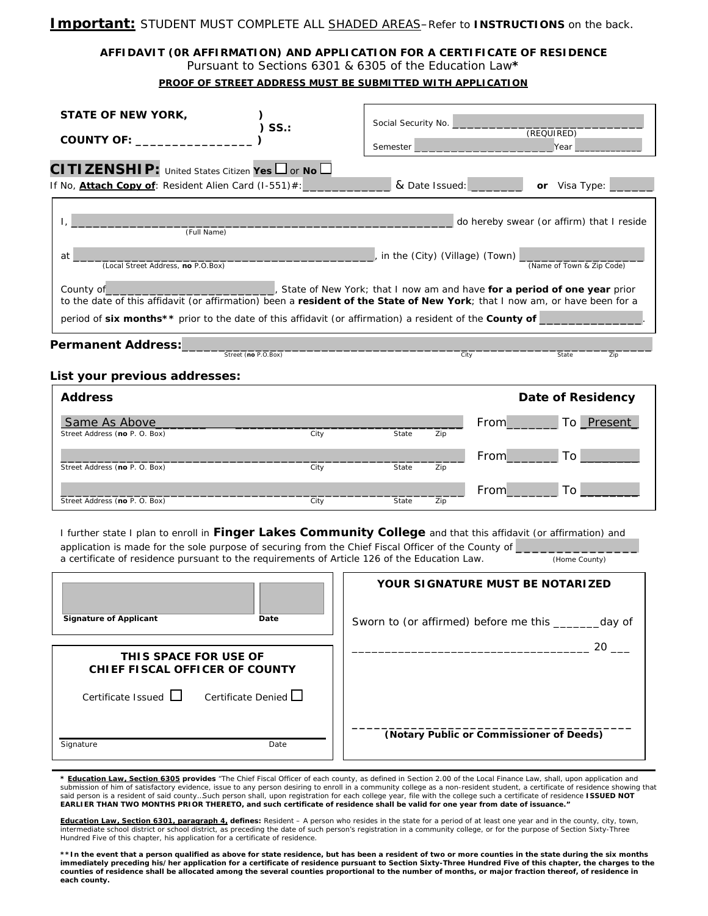**Important:** STUDENT MUST COMPLETE ALL SHADED AREAS–Refer to **INSTRUCTIONS** on the back.

**AFFIDAVIT (0R AFFIRMATION) AND APPLICATION FOR A CERTIFICATE OF RESIDENCE**
Pursuant to Sections 6301 & 6305 of the Education Law*

**PROOF OF STREET ADDRESS MUST BE SUBMITTED WITH APPLICATION**

**STATE OF NEW YORK,** )
) **SS.:**
**COUNTY OF:** ________________ )

Social Security No. ______________________________ (REQUIRED)
Semester ______________________ Year ____________

**CITIZENSHIP:** United States Citizen **Yes** ☐ or **No** ☐
If No, **Attach Copy of**: Resident Alien Card (I-551)#: _____________ & Date Issued: ________ **or** Visa Type: ______

I, ________________________________________________________ (Full Name) do hereby swear (or affirm) that I reside

at ______________________________________________ (Local Street Address, **no** P.O.Box), in the (City) (Village) (Town) __________________ (Name of Town & Zip Code)

County of __________________________, State of New York; that I now am and have **for a period of one year** prior to the date of this affidavit (or affirmation) been a **resident of the State of New York**; that I now am, or have been for a period of **six months**** prior to the date of this affidavit (or affirmation) a resident of the **County of** _______________.

**Permanent Address:** ______________________________________________________________________
Street (**no** P.O.Box) City State Zip

**List your previous addresses:**

| Address | | | | Date of Residency |
|---|---|---|---|---|
| Same As Above | | | | From ________ To Present |
| Street Address (**no** P. O. Box) | City | State | Zip | From ________ To ________ |
| Street Address (**no** P. O. Box) | City | State | Zip | From ________ To ________ |

I further state I plan to enroll in **Finger Lakes Community College** and that this affidavit (or affirmation) and application is made for the sole purpose of securing from the Chief Fiscal Officer of the County of ________________ (Home County) a certificate of residence pursuant to the requirements of Article 126 of the Education Law.

**Signature of Applicant** **Date**

**THIS SPACE FOR USE OF CHIEF FISCAL OFFICER OF COUNTY**

Certificate Issued ☐ Certificate Denied ☐

Signature Date

**YOUR SIGNATURE MUST BE NOTARIZED**

Sworn to (or affirmed) before me this _______ day of

__________________________________ 20 ___

______________________________________
**(Notary Public or Commissioner of Deeds)**

\* **Education Law, Section 6305 provides** "The Chief Fiscal Officer of each county, as defined in Section 2.00 of the Local Finance Law, shall, upon application and submission of him of satisfactory evidence, issue to any person desiring to enroll in a community college as a non-resident student, a certificate of residence showing that said person is a resident of said county...Such person shall, upon registration for each college year, file with the college such a certificate of residence **ISSUED NOT EARLIER THAN TWO MONTHS PRIOR THERETO, and such certificate of residence shall be valid for one year from date of issuance."**

**Education Law, Section 6301, paragraph 4, defines:** Resident – A person who resides in the state for a period of at least one year and in the county, city, town, intermediate school district or school district, as preceding the date of such person's registration in a community college, or for the purpose of Section Sixty-Three Hundred Five of this chapter, his application for a certificate of residence.

****In the event that a person qualified as above for state residence, but has been a resident of two or more counties in the state during the six months immediately preceding his/her application for a certificate of residence pursuant to Section Sixty-Three Hundred Five of this chapter, the charges to the counties of residence shall be allocated among the several counties proportional to the number of months, or major fraction thereof, of residence in each county.**